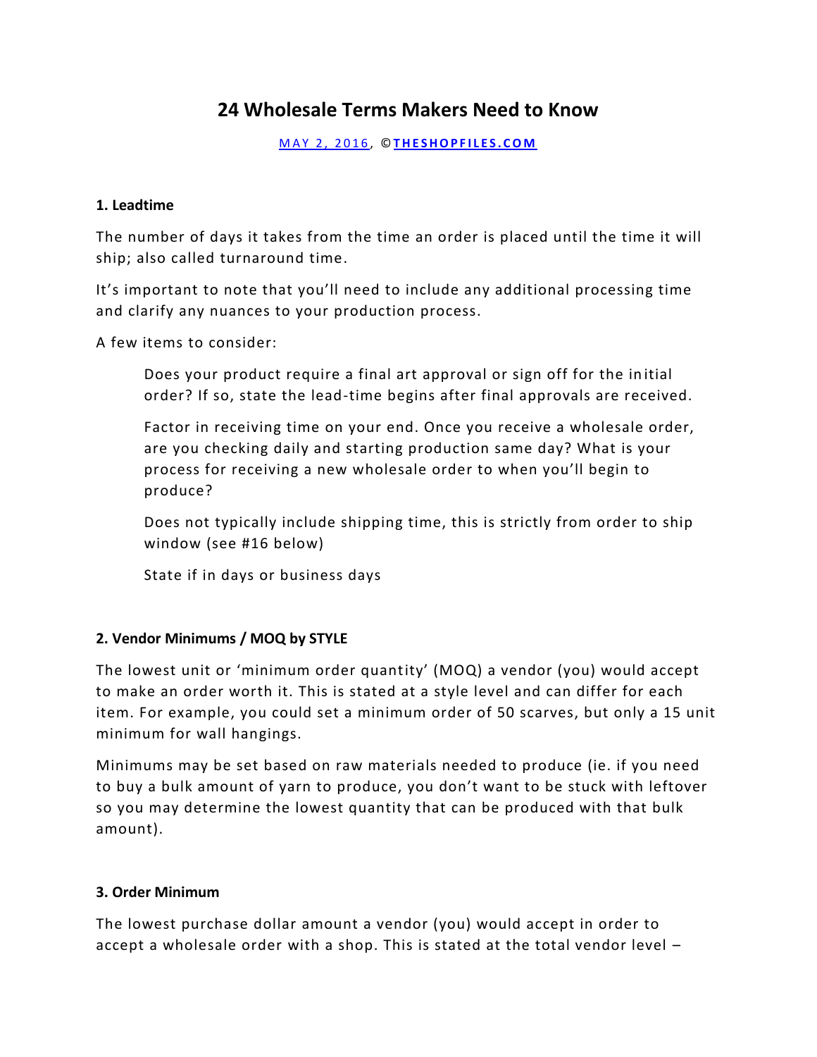# 24 Wholesale Terms Makers Need to Know

MAY 2, 2016, ©THESHOPFILES.COM

### 1. Leadtime

The number of days it takes from the time an order is placed until the time it will ship; also called turnaround time.

It's important to note that you'll need to include any additional processing time and clarify any nuances to your production process.

A few items to consider:

> Does your product require a final art approval or sign off for the initial order? If so, state the lead-time begins after final approvals are received.
>
> Factor in receiving time on your end. Once you receive a wholesale order, are you checking daily and starting production same day? What is your process for receiving a new wholesale order to when you'll begin to produce?
>
> Does not typically include shipping time, this is strictly from order to ship window (see #16 below)
>
> State if in days or business days

### 2. Vendor Minimums / MOQ by STYLE

The lowest unit or 'minimum order quantity' (MOQ) a vendor (you) would accept to make an order worth it. This is stated at a style level and can differ for each item. For example, you could set a minimum order of 50 scarves, but only a 15 unit minimum for wall hangings.

Minimums may be set based on raw materials needed to produce (ie. if you need to buy a bulk amount of yarn to produce, you don't want to be stuck with leftover so you may determine the lowest quantity that can be produced with that bulk amount).

### 3. Order Minimum

The lowest purchase dollar amount a vendor (you) would accept in order to accept a wholesale order with a shop. This is stated at the total vendor level –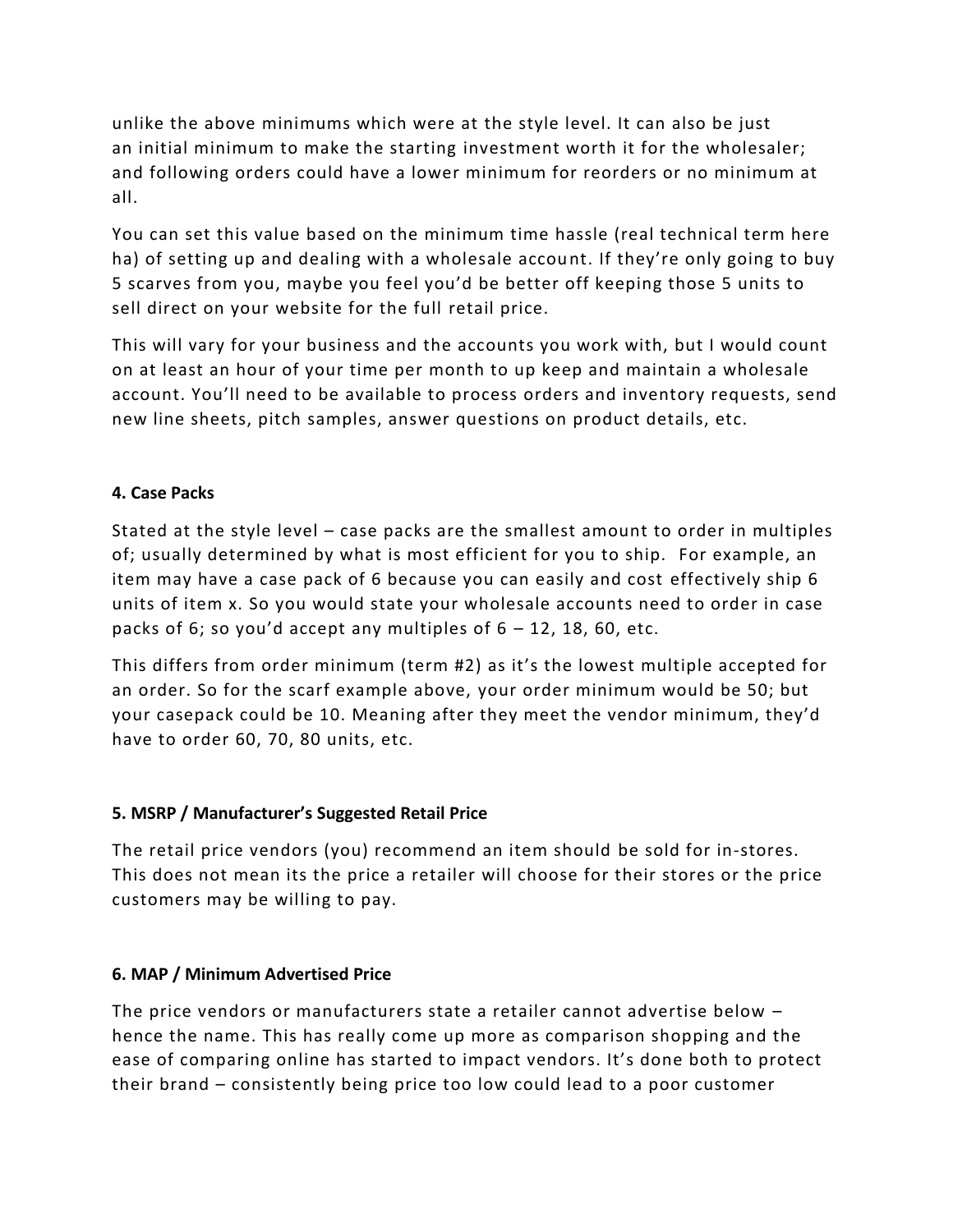unlike the above minimums which were at the style level. It can also be just an initial minimum to make the starting investment worth it for the wholesaler; and following orders could have a lower minimum for reorders or no minimum at all.

You can set this value based on the minimum time hassle (real technical term here ha) of setting up and dealing with a wholesale account. If they're only going to buy 5 scarves from you, maybe you feel you'd be better off keeping those 5 units to sell direct on your website for the full retail price.

This will vary for your business and the accounts you work with, but I would count on at least an hour of your time per month to up keep and maintain a wholesale account. You'll need to be available to process orders and inventory requests, send new line sheets, pitch samples, answer questions on product details, etc.

**4. Case Packs**

Stated at the style level – case packs are the smallest amount to order in multiples of; usually determined by what is most efficient for you to ship. For example, an item may have a case pack of 6 because you can easily and cost effectively ship 6 units of item x. So you would state your wholesale accounts need to order in case packs of 6; so you'd accept any multiples of 6 – 12, 18, 60, etc.

This differs from order minimum (term #2) as it's the lowest multiple accepted for an order. So for the scarf example above, your order minimum would be 50; but your casepack could be 10. Meaning after they meet the vendor minimum, they'd have to order 60, 70, 80 units, etc.

**5. MSRP / Manufacturer's Suggested Retail Price**

The retail price vendors (you) recommend an item should be sold for in-stores. This does not mean its the price a retailer will choose for their stores or the price customers may be willing to pay.

**6. MAP / Minimum Advertised Price**

The price vendors or manufacturers state a retailer cannot advertise below – hence the name. This has really come up more as comparison shopping and the ease of comparing online has started to impact vendors. It's done both to protect their brand – consistently being price too low could lead to a poor customer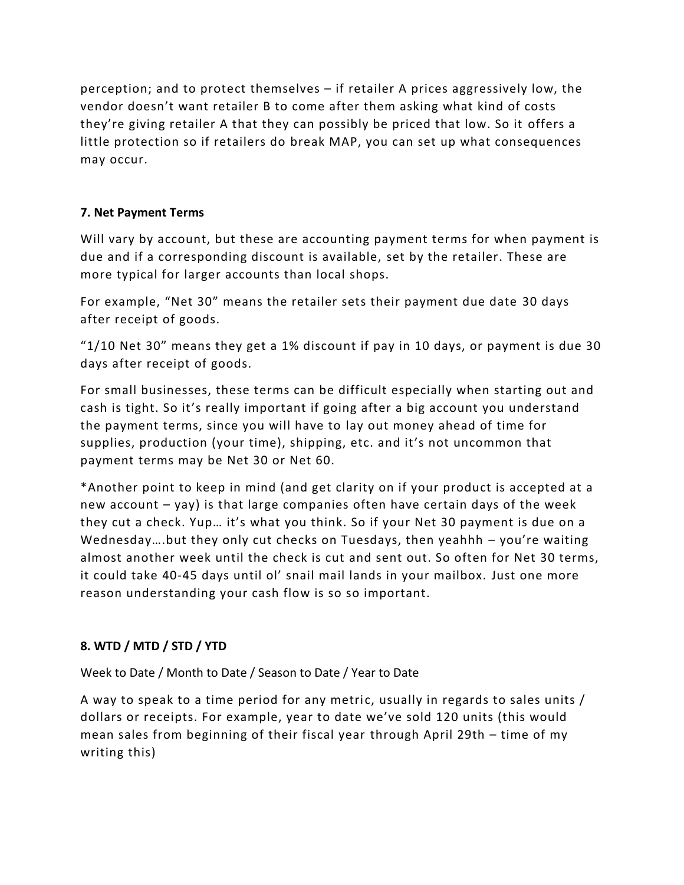perception; and to protect themselves – if retailer A prices aggressively low, the vendor doesn't want retailer B to come after them asking what kind of costs they're giving retailer A that they can possibly be priced that low. So it offers a little protection so if retailers do break MAP, you can set up what consequences may occur.

**7. Net Payment Terms**

Will vary by account, but these are accounting payment terms for when payment is due and if a corresponding discount is available, set by the retailer. These are more typical for larger accounts than local shops.

For example, "Net 30" means the retailer sets their payment due date 30 days after receipt of goods.

"1/10 Net 30" means they get a 1% discount if pay in 10 days, or payment is due 30 days after receipt of goods.

For small businesses, these terms can be difficult especially when starting out and cash is tight. So it's really important if going after a big account you understand the payment terms, since you will have to lay out money ahead of time for supplies, production (your time), shipping, etc. and it's not uncommon that payment terms may be Net 30 or Net 60.

*Another point to keep in mind (and get clarity on if your product is accepted at a new account – yay) is that large companies often have certain days of the week they cut a check. Yup… it's what you think. So if your Net 30 payment is due on a Wednesday….but they only cut checks on Tuesdays, then yeahhh – you're waiting almost another week until the check is cut and sent out. So often for Net 30 terms, it could take 40-45 days until ol' snail mail lands in your mailbox. Just one more reason understanding your cash flow is so so important.

**8. WTD / MTD / STD / YTD**

Week to Date / Month to Date / Season to Date / Year to Date

A way to speak to a time period for any metric, usually in regards to sales units / dollars or receipts. For example, year to date we've sold 120 units (this would mean sales from beginning of their fiscal year through April 29th – time of my writing this)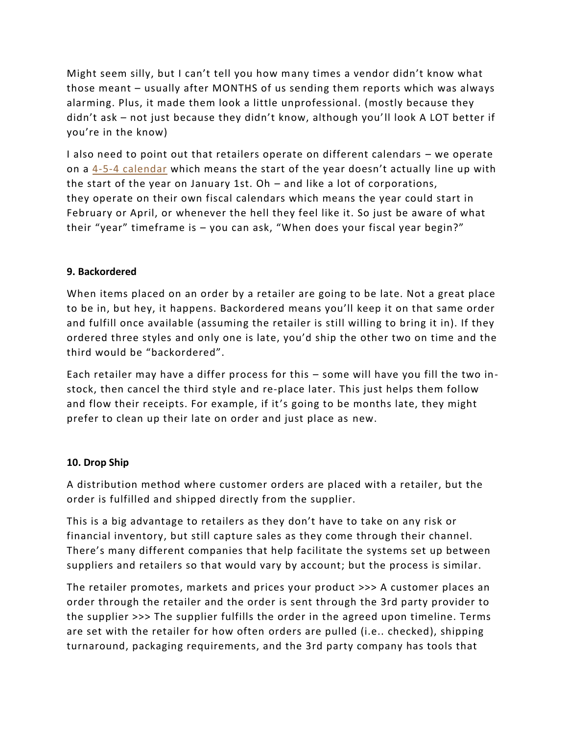Might seem silly, but I can't tell you how many times a vendor didn't know what those meant – usually after MONTHS of us sending them reports which was always alarming. Plus, it made them look a little unprofessional. (mostly because they didn't ask – not just because they didn't know, although you'll look A LOT better if you're in the know)

I also need to point out that retailers operate on different calendars – we operate on a 4-5-4 calendar which means the start of the year doesn't actually line up with the start of the year on January 1st. Oh – and like a lot of corporations, they operate on their own fiscal calendars which means the year could start in February or April, or whenever the hell they feel like it. So just be aware of what their "year" timeframe is – you can ask, "When does your fiscal year begin?"

**9. Backordered**

When items placed on an order by a retailer are going to be late. Not a great place to be in, but hey, it happens. Backordered means you'll keep it on that same order and fulfill once available (assuming the retailer is still willing to bring it in). If they ordered three styles and only one is late, you'd ship the other two on time and the third would be "backordered".

Each retailer may have a differ process for this – some will have you fill the two in-stock, then cancel the third style and re-place later. This just helps them follow and flow their receipts. For example, if it's going to be months late, they might prefer to clean up their late on order and just place as new.

**10. Drop Ship**

A distribution method where customer orders are placed with a retailer, but the order is fulfilled and shipped directly from the supplier.

This is a big advantage to retailers as they don't have to take on any risk or financial inventory, but still capture sales as they come through their channel. There's many different companies that help facilitate the systems set up between suppliers and retailers so that would vary by account; but the process is similar.

The retailer promotes, markets and prices your product >>> A customer places an order through the retailer and the order is sent through the 3rd party provider to the supplier >>> The supplier fulfills the order in the agreed upon timeline. Terms are set with the retailer for how often orders are pulled (i.e.. checked), shipping turnaround, packaging requirements, and the 3rd party company has tools that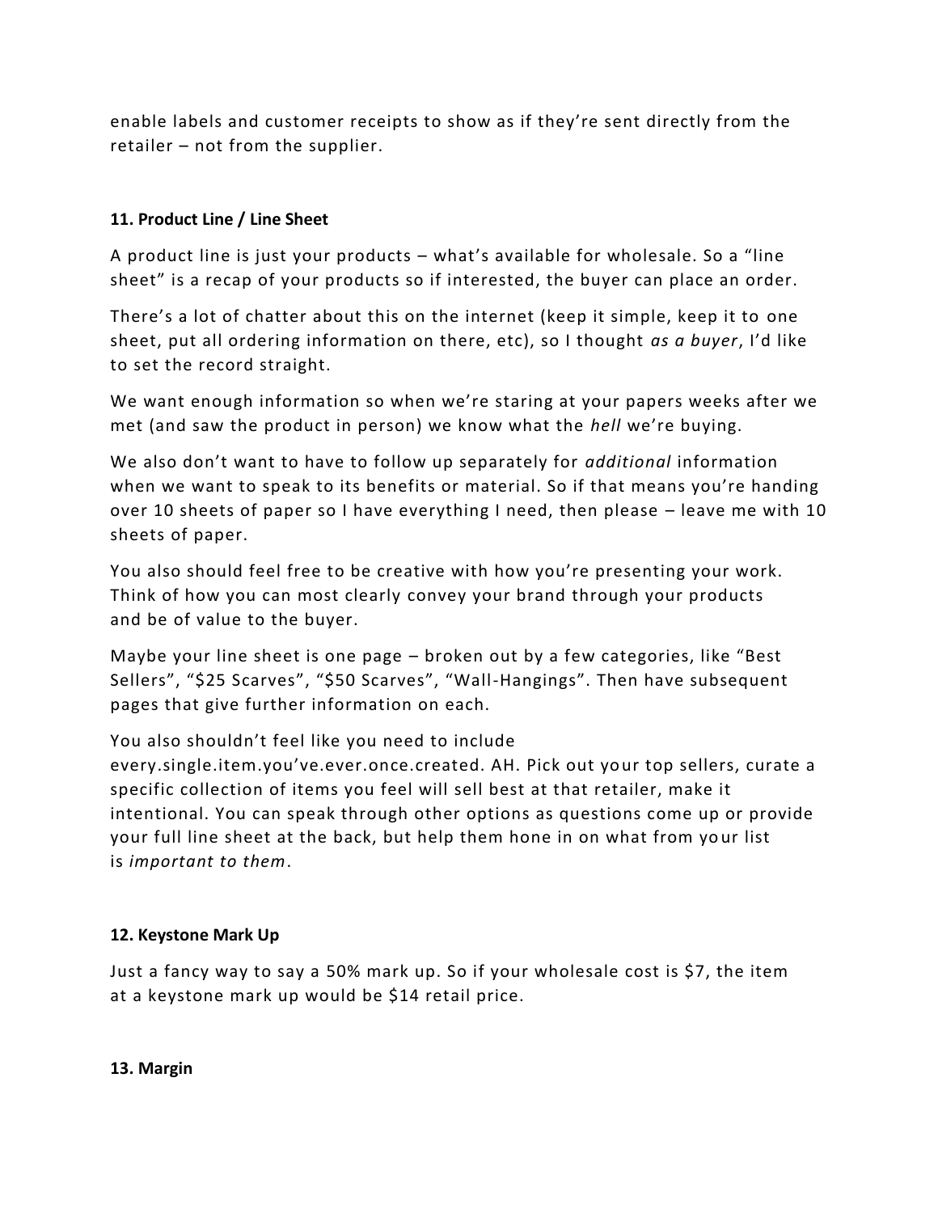enable labels and customer receipts to show as if they're sent directly from the retailer – not from the supplier.

**11. Product Line / Line Sheet**

A product line is just your products – what's available for wholesale. So a "line sheet" is a recap of your products so if interested, the buyer can place an order.

There's a lot of chatter about this on the internet (keep it simple, keep it to one sheet, put all ordering information on there, etc), so I thought *as a buyer*, I'd like to set the record straight.

We want enough information so when we're staring at your papers weeks after we met (and saw the product in person) we know what the *hell* we're buying.

We also don't want to have to follow up separately for *additional* information when we want to speak to its benefits or material. So if that means you're handing over 10 sheets of paper so I have everything I need, then please – leave me with 10 sheets of paper.

You also should feel free to be creative with how you're presenting your work. Think of how you can most clearly convey your brand through your products and be of value to the buyer.

Maybe your line sheet is one page – broken out by a few categories, like "Best Sellers", "$25 Scarves", "$50 Scarves", "Wall-Hangings". Then have subsequent pages that give further information on each.

You also shouldn't feel like you need to include every.single.item.you've.ever.once.created. AH. Pick out your top sellers, curate a specific collection of items you feel will sell best at that retailer, make it intentional. You can speak through other options as questions come up or provide your full line sheet at the back, but help them hone in on what from your list is *important to them*.

**12. Keystone Mark Up**

Just a fancy way to say a 50% mark up. So if your wholesale cost is $7, the item at a keystone mark up would be $14 retail price.

**13. Margin**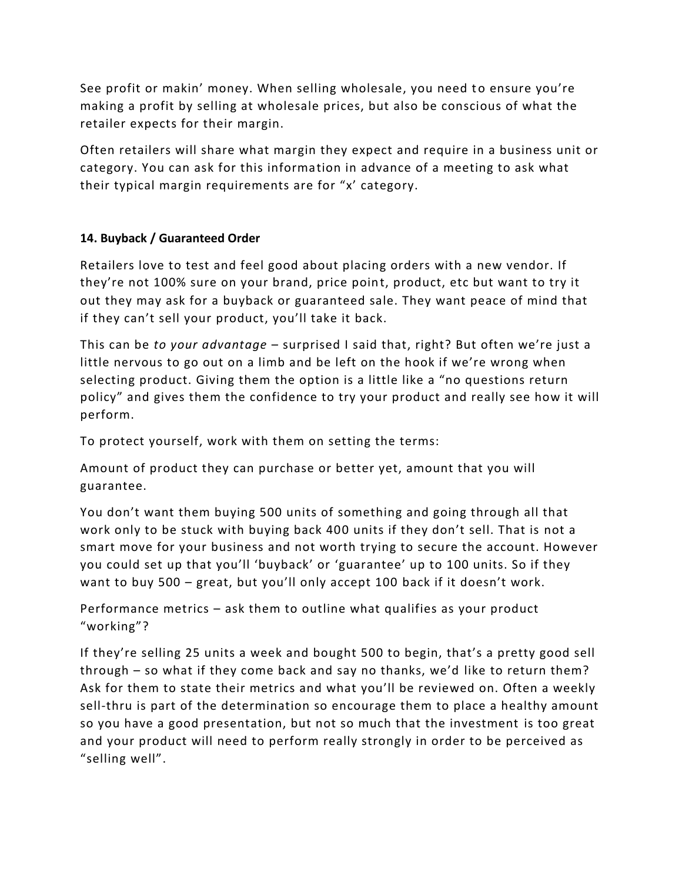See profit or makin' money. When selling wholesale, you need to ensure you're making a profit by selling at wholesale prices, but also be conscious of what the retailer expects for their margin.

Often retailers will share what margin they expect and require in a business unit or category. You can ask for this information in advance of a meeting to ask what their typical margin requirements are for "x' category.

**14. Buyback / Guaranteed Order**

Retailers love to test and feel good about placing orders with a new vendor. If they're not 100% sure on your brand, price point, product, etc but want to try it out they may ask for a buyback or guaranteed sale. They want peace of mind that if they can't sell your product, you'll take it back.

This can be *to your advantage* – surprised I said that, right? But often we're just a little nervous to go out on a limb and be left on the hook if we're wrong when selecting product. Giving them the option is a little like a "no questions return policy" and gives them the confidence to try your product and really see how it will perform.

To protect yourself, work with them on setting the terms:

Amount of product they can purchase or better yet, amount that you will guarantee.

You don't want them buying 500 units of something and going through all that work only to be stuck with buying back 400 units if they don't sell. That is not a smart move for your business and not worth trying to secure the account. However you could set up that you'll 'buyback' or 'guarantee' up to 100 units. So if they want to buy 500 – great, but you'll only accept 100 back if it doesn't work.

Performance metrics – ask them to outline what qualifies as your product "working"?

If they're selling 25 units a week and bought 500 to begin, that's a pretty good sell through – so what if they come back and say no thanks, we'd like to return them? Ask for them to state their metrics and what you'll be reviewed on. Often a weekly sell-thru is part of the determination so encourage them to place a healthy amount so you have a good presentation, but not so much that the investment is too great and your product will need to perform really strongly in order to be perceived as "selling well".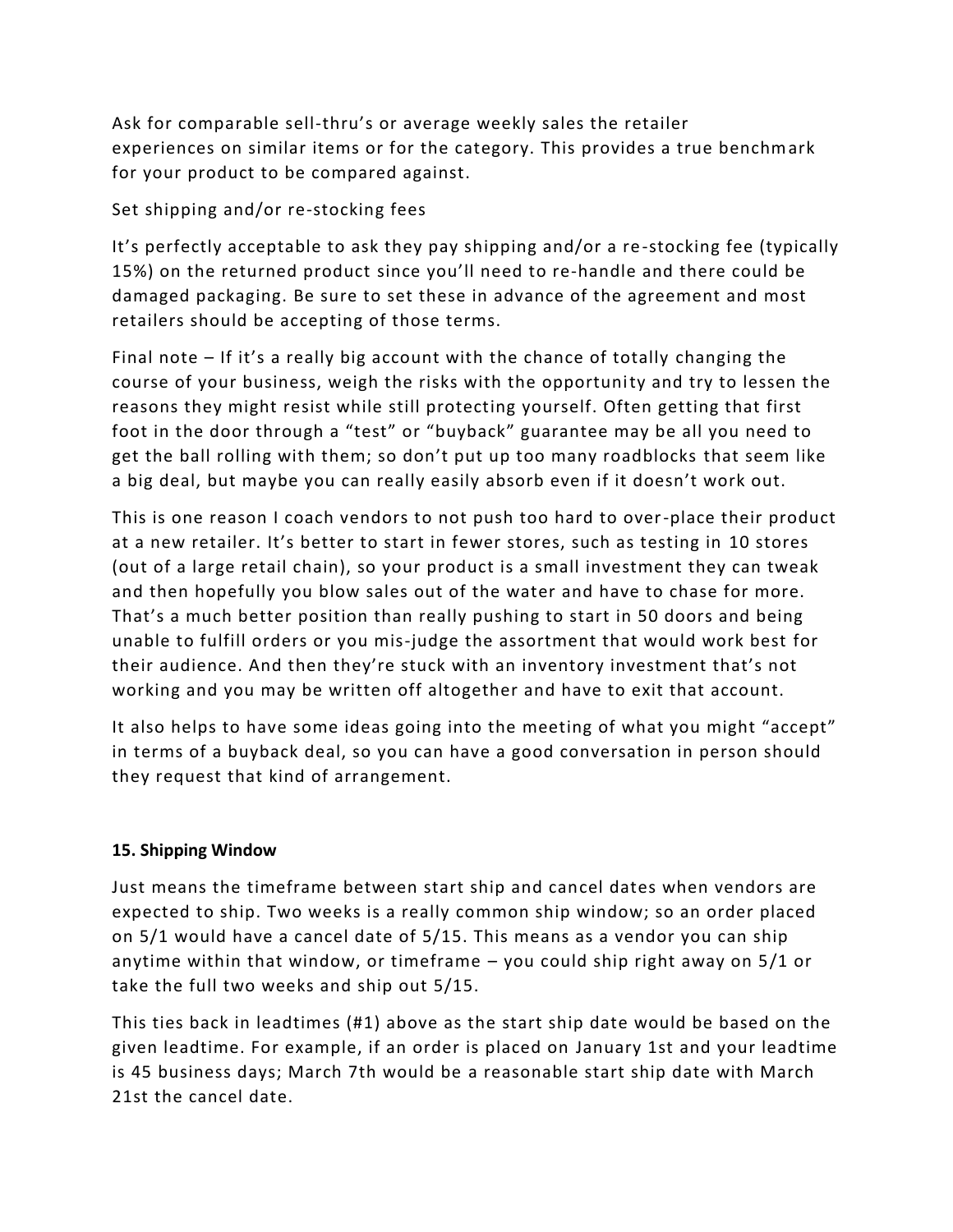Ask for comparable sell-thru's or average weekly sales the retailer experiences on similar items or for the category. This provides a true benchmark for your product to be compared against.

Set shipping and/or re-stocking fees

It's perfectly acceptable to ask they pay shipping and/or a re-stocking fee (typically 15%) on the returned product since you'll need to re-handle and there could be damaged packaging. Be sure to set these in advance of the agreement and most retailers should be accepting of those terms.

Final note – If it's a really big account with the chance of totally changing the course of your business, weigh the risks with the opportunity and try to lessen the reasons they might resist while still protecting yourself. Often getting that first foot in the door through a "test" or "buyback" guarantee may be all you need to get the ball rolling with them; so don't put up too many roadblocks that seem like a big deal, but maybe you can really easily absorb even if it doesn't work out.

This is one reason I coach vendors to not push too hard to over-place their product at a new retailer. It's better to start in fewer stores, such as testing in 10 stores (out of a large retail chain), so your product is a small investment they can tweak and then hopefully you blow sales out of the water and have to chase for more. That's a much better position than really pushing to start in 50 doors and being unable to fulfill orders or you mis-judge the assortment that would work best for their audience. And then they're stuck with an inventory investment that's not working and you may be written off altogether and have to exit that account.

It also helps to have some ideas going into the meeting of what you might "accept" in terms of a buyback deal, so you can have a good conversation in person should they request that kind of arrangement.

**15. Shipping Window**

Just means the timeframe between start ship and cancel dates when vendors are expected to ship. Two weeks is a really common ship window; so an order placed on 5/1 would have a cancel date of 5/15. This means as a vendor you can ship anytime within that window, or timeframe – you could ship right away on 5/1 or take the full two weeks and ship out 5/15.

This ties back in leadtimes (#1) above as the start ship date would be based on the given leadtime. For example, if an order is placed on January 1st and your leadtime is 45 business days; March 7th would be a reasonable start ship date with March 21st the cancel date.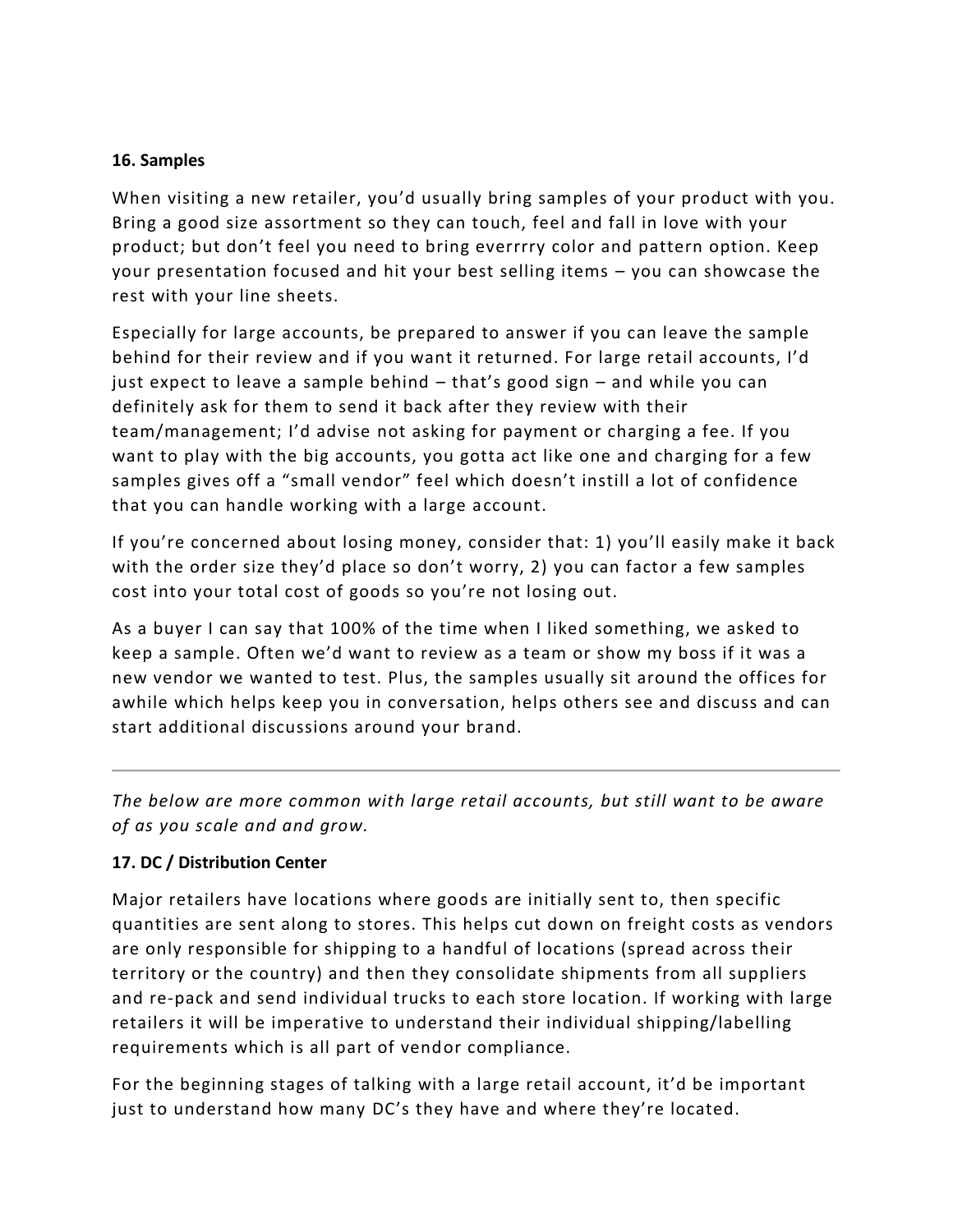**16. Samples**

When visiting a new retailer, you'd usually bring samples of your product with you. Bring a good size assortment so they can touch, feel and fall in love with your product; but don't feel you need to bring everrrry color and pattern option. Keep your presentation focused and hit your best selling items – you can showcase the rest with your line sheets.

Especially for large accounts, be prepared to answer if you can leave the sample behind for their review and if you want it returned. For large retail accounts, I'd just expect to leave a sample behind – that's good sign – and while you can definitely ask for them to send it back after they review with their team/management; I'd advise not asking for payment or charging a fee. If you want to play with the big accounts, you gotta act like one and charging for a few samples gives off a "small vendor" feel which doesn't instill a lot of confidence that you can handle working with a large account.

If you're concerned about losing money, consider that: 1) you'll easily make it back with the order size they'd place so don't worry, 2) you can factor a few samples cost into your total cost of goods so you're not losing out.

As a buyer I can say that 100% of the time when I liked something, we asked to keep a sample. Often we'd want to review as a team or show my boss if it was a new vendor we wanted to test. Plus, the samples usually sit around the offices for awhile which helps keep you in conversation, helps others see and discuss and can start additional discussions around your brand.

---

*The below are more common with large retail accounts, but still want to be aware of as you scale and and grow.*

**17. DC / Distribution Center**

Major retailers have locations where goods are initially sent to, then specific quantities are sent along to stores. This helps cut down on freight costs as vendors are only responsible for shipping to a handful of locations (spread across their territory or the country) and then they consolidate shipments from all suppliers and re-pack and send individual trucks to each store location. If working with large retailers it will be imperative to understand their individual shipping/labelling requirements which is all part of vendor compliance.

For the beginning stages of talking with a large retail account, it'd be important just to understand how many DC's they have and where they're located.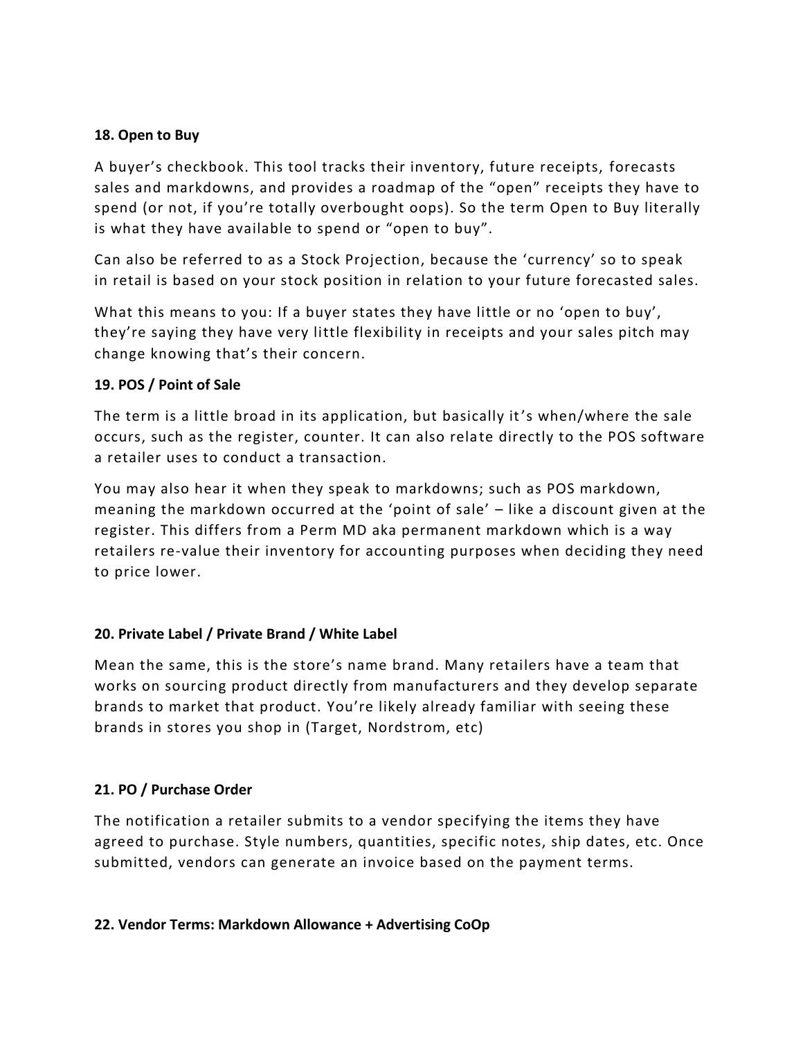**18. Open to Buy**

A buyer's checkbook. This tool tracks their inventory, future receipts, forecasts sales and markdowns, and provides a roadmap of the "open" receipts they have to spend (or not, if you're totally overbought oops). So the term Open to Buy literally is what they have available to spend or "open to buy".

Can also be referred to as a Stock Projection, because the 'currency' so to speak in retail is based on your stock position in relation to your future forecasted sales.

What this means to you: If a buyer states they have little or no 'open to buy', they're saying they have very little flexibility in receipts and your sales pitch may change knowing that's their concern.

**19. POS / Point of Sale**

The term is a little broad in its application, but basically it's when/where the sale occurs, such as the register, counter. It can also relate directly to the POS software a retailer uses to conduct a transaction.

You may also hear it when they speak to markdowns; such as POS markdown, meaning the markdown occurred at the 'point of sale' – like a discount given at the register. This differs from a Perm MD aka permanent markdown which is a way retailers re-value their inventory for accounting purposes when deciding they need to price lower.

**20. Private Label / Private Brand / White Label**

Mean the same, this is the store's name brand. Many retailers have a team that works on sourcing product directly from manufacturers and they develop separate brands to market that product. You're likely already familiar with seeing these brands in stores you shop in (Target, Nordstrom, etc)

**21. PO / Purchase Order**

The notification a retailer submits to a vendor specifying the items they have agreed to purchase. Style numbers, quantities, specific notes, ship dates, etc. Once submitted, vendors can generate an invoice based on the payment terms.

**22. Vendor Terms: Markdown Allowance + Advertising CoOp**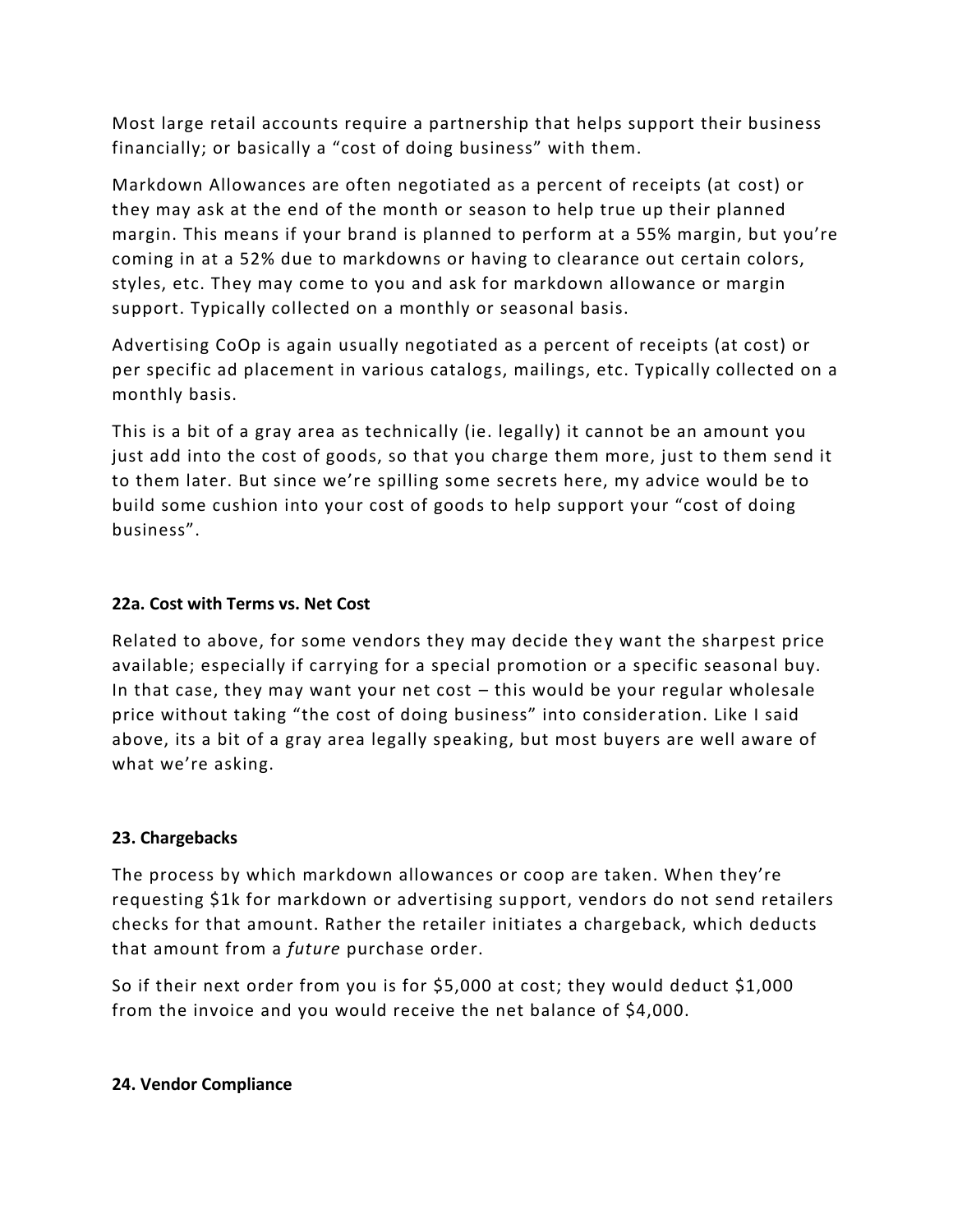Most large retail accounts require a partnership that helps support their business financially; or basically a "cost of doing business" with them.

Markdown Allowances are often negotiated as a percent of receipts (at cost) or they may ask at the end of the month or season to help true up their planned margin. This means if your brand is planned to perform at a 55% margin, but you're coming in at a 52% due to markdowns or having to clearance out certain colors, styles, etc. They may come to you and ask for markdown allowance or margin support. Typically collected on a monthly or seasonal basis.

Advertising CoOp is again usually negotiated as a percent of receipts (at cost) or per specific ad placement in various catalogs, mailings, etc. Typically collected on a monthly basis.

This is a bit of a gray area as technically (ie. legally) it cannot be an amount you just add into the cost of goods, so that you charge them more, just to them send it to them later. But since we're spilling some secrets here, my advice would be to build some cushion into your cost of goods to help support your "cost of doing business".

**22a. Cost with Terms vs. Net Cost**

Related to above, for some vendors they may decide they want the sharpest price available; especially if carrying for a special promotion or a specific seasonal buy. In that case, they may want your net cost – this would be your regular wholesale price without taking "the cost of doing business" into consideration. Like I said above, its a bit of a gray area legally speaking, but most buyers are well aware of what we're asking.

**23. Chargebacks**

The process by which markdown allowances or coop are taken. When they're requesting $1k for markdown or advertising support, vendors do not send retailers checks for that amount. Rather the retailer initiates a chargeback, which deducts that amount from a *future* purchase order.

So if their next order from you is for $5,000 at cost; they would deduct $1,000 from the invoice and you would receive the net balance of $4,000.

**24. Vendor Compliance**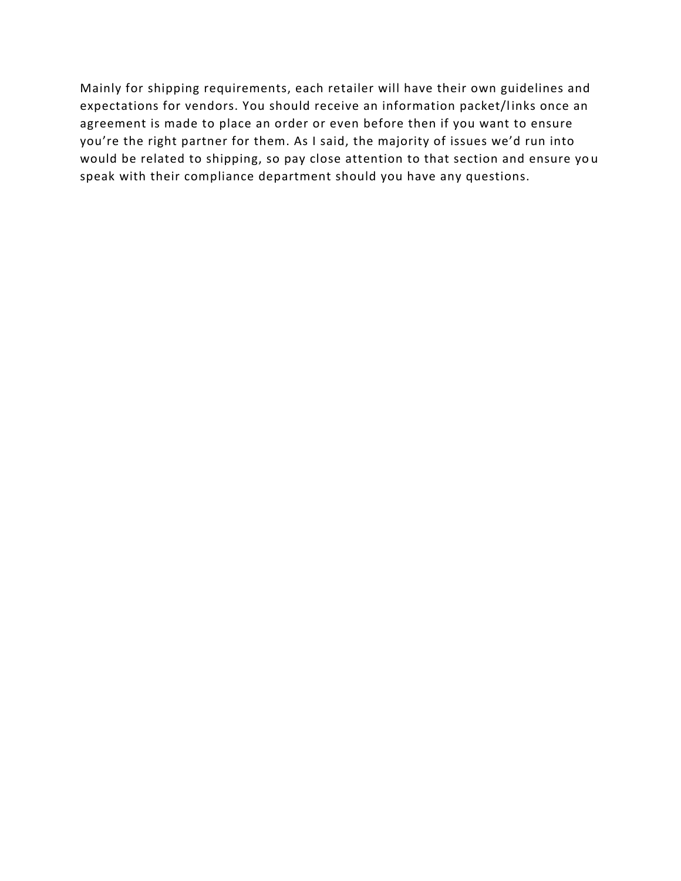Mainly for shipping requirements, each retailer will have their own guidelines and expectations for vendors. You should receive an information packet/links once an agreement is made to place an order or even before then if you want to ensure you're the right partner for them. As I said, the majority of issues we'd run into would be related to shipping, so pay close attention to that section and ensure you speak with their compliance department should you have any questions.